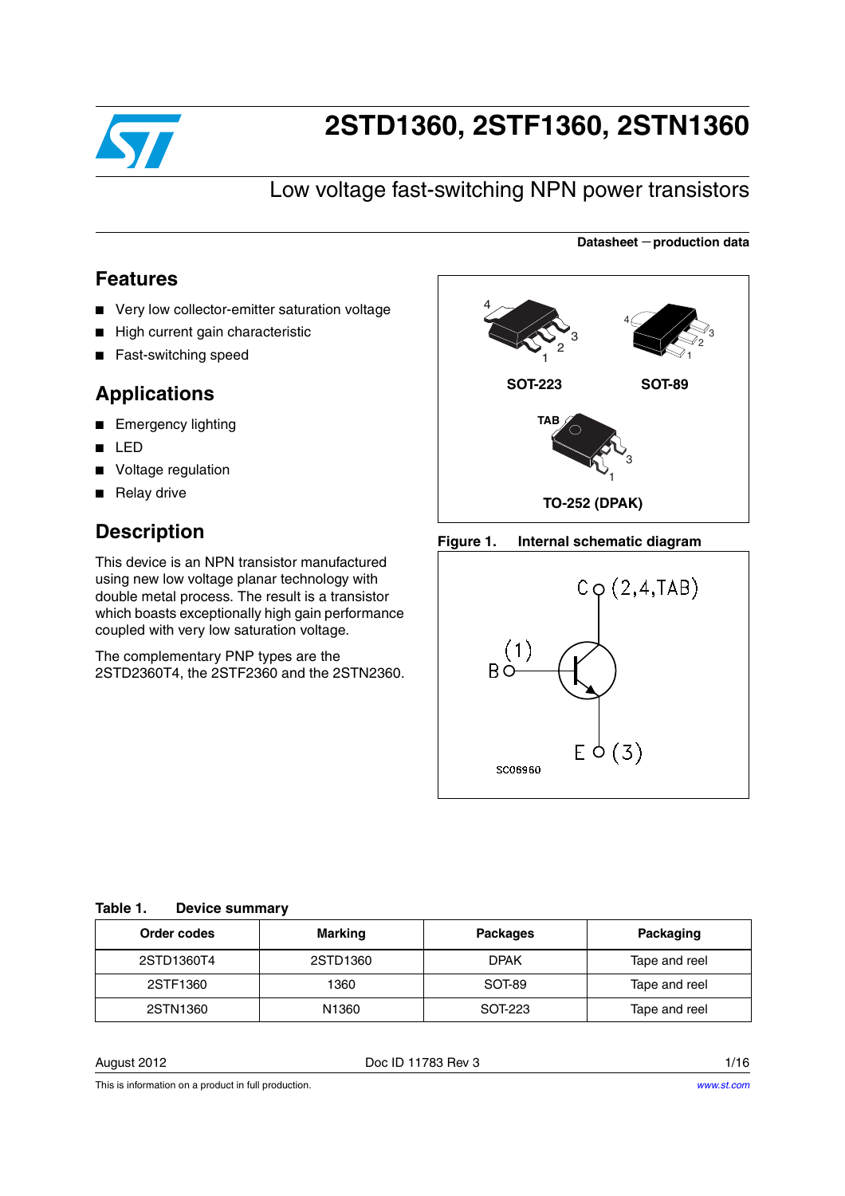# 2STD1360, 2STF1360, 2STN1360

## Low voltage fast-switching NPN power transistors

**Datasheet — production data**

## Features

- Very low collector-emitter saturation voltage
- High current gain characteristic
- Fast-switching speed

## Applications

- Emergency lighting
- LED
- Voltage regulation
- Relay drive

## Description

This device is an NPN transistor manufactured using new low voltage planar technology with double metal process. The result is a transistor which boasts exceptionally high gain performance coupled with very low saturation voltage.

The complementary PNP types are the 2STD2360T4, the 2STF2360 and the 2STN2360.

SOT-223 SOT-89 TO-252 (DPAK)

**Figure 1. Internal schematic diagram**

C (2,4,TAB)
B (1)
E (3)
SC06960

**Table 1. Device summary**

| Order codes | Marking | Packages | Packaging |
|---|---|---|---|
| 2STD1360T4 | 2STD1360 | DPAK | Tape and reel |
| 2STF1360 | 1360 | SOT-89 | Tape and reel |
| 2STN1360 | N1360 | SOT-223 | Tape and reel |

August 2012 Doc ID 11783 Rev 3

This is information on a product in full production.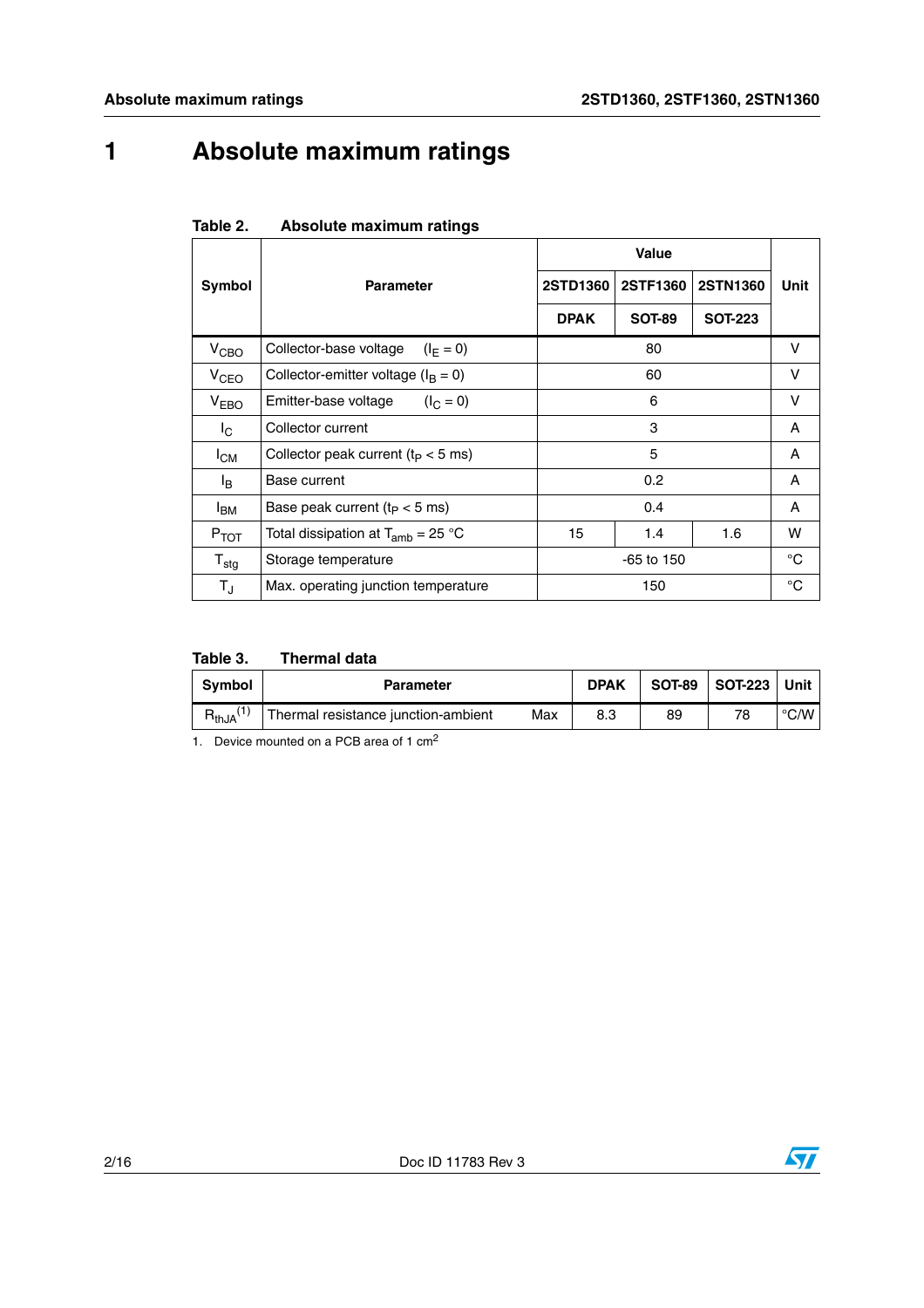# 1 Absolute maximum ratings

**Table 2. Absolute maximum ratings**

| Symbol | Parameter | Value | | | Unit |
|---|---|---|---|---|---|
| | | 2STD1360 | 2STF1360 | 2STN1360 | |
| | | DPAK | SOT-89 | SOT-223 | |
| $V_{CBO}$ | Collector-base voltage ($I_E = 0$) | 80 | | | V |
| $V_{CEO}$ | Collector-emitter voltage ($I_B = 0$) | 60 | | | V |
| $V_{EBO}$ | Emitter-base voltage ($I_C = 0$) | 6 | | | V |
| $I_C$ | Collector current | 3 | | | A |
| $I_{CM}$ | Collector peak current ($t_P < 5$ ms) | 5 | | | A |
| $I_B$ | Base current | 0.2 | | | A |
| $I_{BM}$ | Base peak current ($t_P < 5$ ms) | 0.4 | | | A |
| $P_{TOT}$ | Total dissipation at $T_{amb} = 25$ °C | 15 | 1.4 | 1.6 | W |
| $T_{stg}$ | Storage temperature | -65 to 150 | | | °C |
| $T_J$ | Max. operating junction temperature | 150 | | | °C |

**Table 3. Thermal data**

| Symbol | Parameter | | DPAK | SOT-89 | SOT-223 | Unit |
|---|---|---|---|---|---|---|
| $R_{thJA}$ (1) | Thermal resistance junction-ambient | Max | 8.3 | 89 | 78 | °C/W |

1. Device mounted on a PCB area of 1 cm$^2$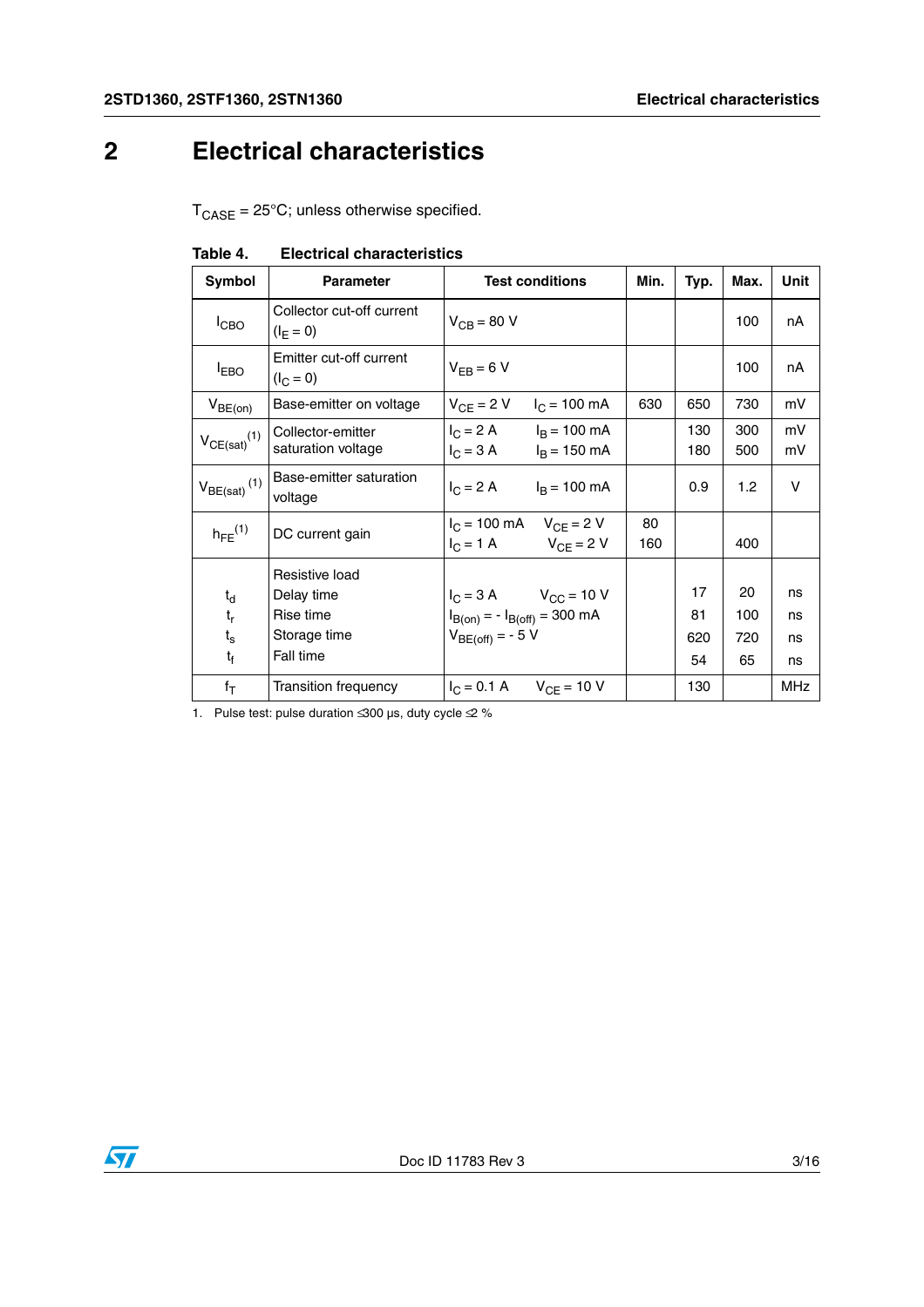# 2 Electrical characteristics

$T_{CASE}$ = 25°C; unless otherwise specified.

**Table 4. Electrical characteristics**

| Symbol | Parameter | Test conditions | Min. | Typ. | Max. | Unit |
|---|---|---|---|---|---|---|
| $I_{CBO}$ | Collector cut-off current ($I_E$ = 0) | $V_{CB}$ = 80 V | | | 100 | nA |
| $I_{EBO}$ | Emitter cut-off current ($I_C$ = 0) | $V_{EB}$ = 6 V | | | 100 | nA |
| $V_{BE(on)}$ | Base-emitter on voltage | $V_{CE}$ = 2 V  $I_C$ = 100 mA | 630 | 650 | 730 | mV |
| $V_{CE(sat)}$ [(1)] | Collector-emitter saturation voltage | $I_C$ = 2 A  $I_B$ = 100 mA<br>$I_C$ = 3 A  $I_B$ = 150 mA | | 130<br>180 | 300<br>500 | mV<br>mV |
| $V_{BE(sat)}$ [(1)] | Base-emitter saturation voltage | $I_C$ = 2 A  $I_B$ = 100 mA | | 0.9 | 1.2 | V |
| $h_{FE}$ [(1)] | DC current gain | $I_C$ = 100 mA  $V_{CE}$ = 2 V<br>$I_C$ = 1 A  $V_{CE}$ = 2 V | 80<br>160 | | <br>400 | |
| $t_d$<br>$t_r$<br>$t_s$<br>$t_f$ | Resistive load<br>Delay time<br>Rise time<br>Storage time<br>Fall time | $I_C$ = 3 A  $V_{CC}$ = 10 V<br>$I_{B(on)}$ = - $I_{B(off)}$ = 300 mA<br>$V_{BE(off)}$ = - 5 V | | 17<br>81<br>620<br>54 | 20<br>100<br>720<br>65 | ns<br>ns<br>ns<br>ns |
| $f_T$ | Transition frequency | $I_C$ = 0.1 A  $V_{CE}$ = 10 V | | 130 | | MHz |

1. Pulse test: pulse duration ≤300 µs, duty cycle ≤2 %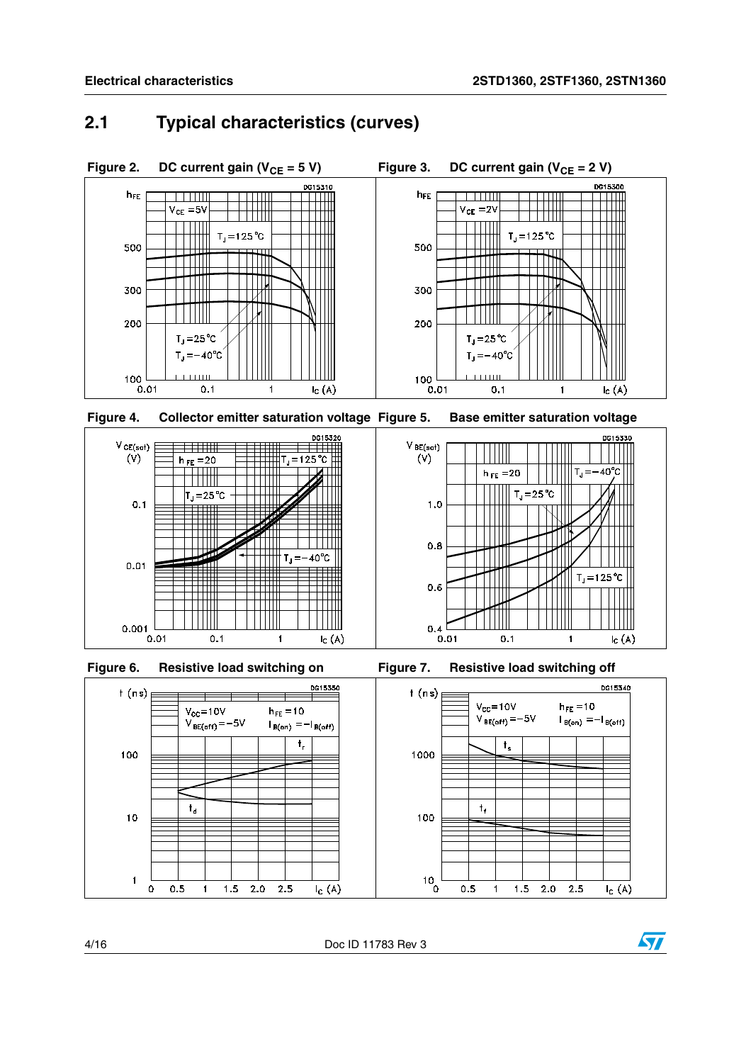## 2.1 Typical characteristics (curves)

**Figure 2. DC current gain ($V_{CE}$ = 5 V)**

**Figure 3. DC current gain ($V_{CE}$ = 2 V)**

**Figure 4. Collector emitter saturation voltage**

**Figure 5. Base emitter saturation voltage**

**Figure 6. Resistive load switching on**

**Figure 7. Resistive load switching off**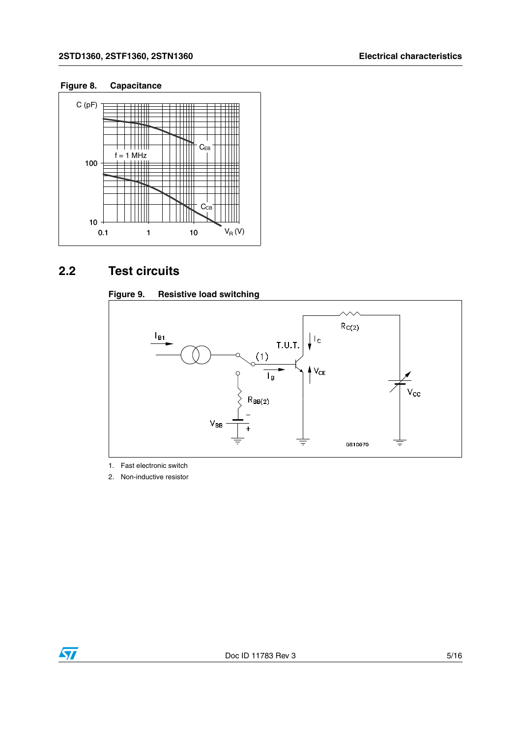**Figure 8. Capacitance**

## 2.2 Test circuits

**Figure 9. Resistive load switching**

1. Fast electronic switch
2. Non-inductive resistor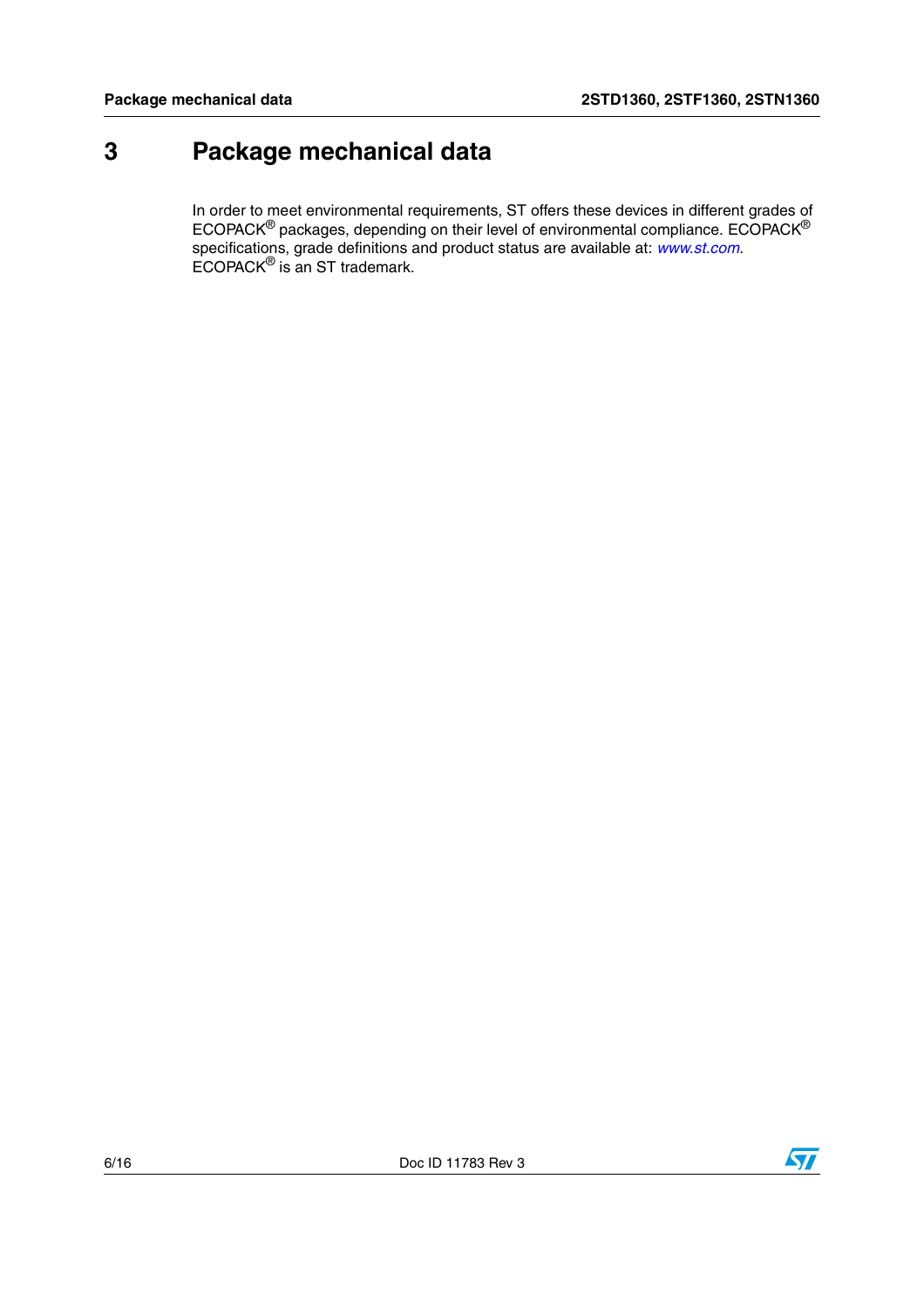# 3 Package mechanical data

In order to meet environmental requirements, ST offers these devices in different grades of ECOPACK® packages, depending on their level of environmental compliance. ECOPACK® specifications, grade definitions and product status are available at: *www.st.com*. ECOPACK® is an ST trademark.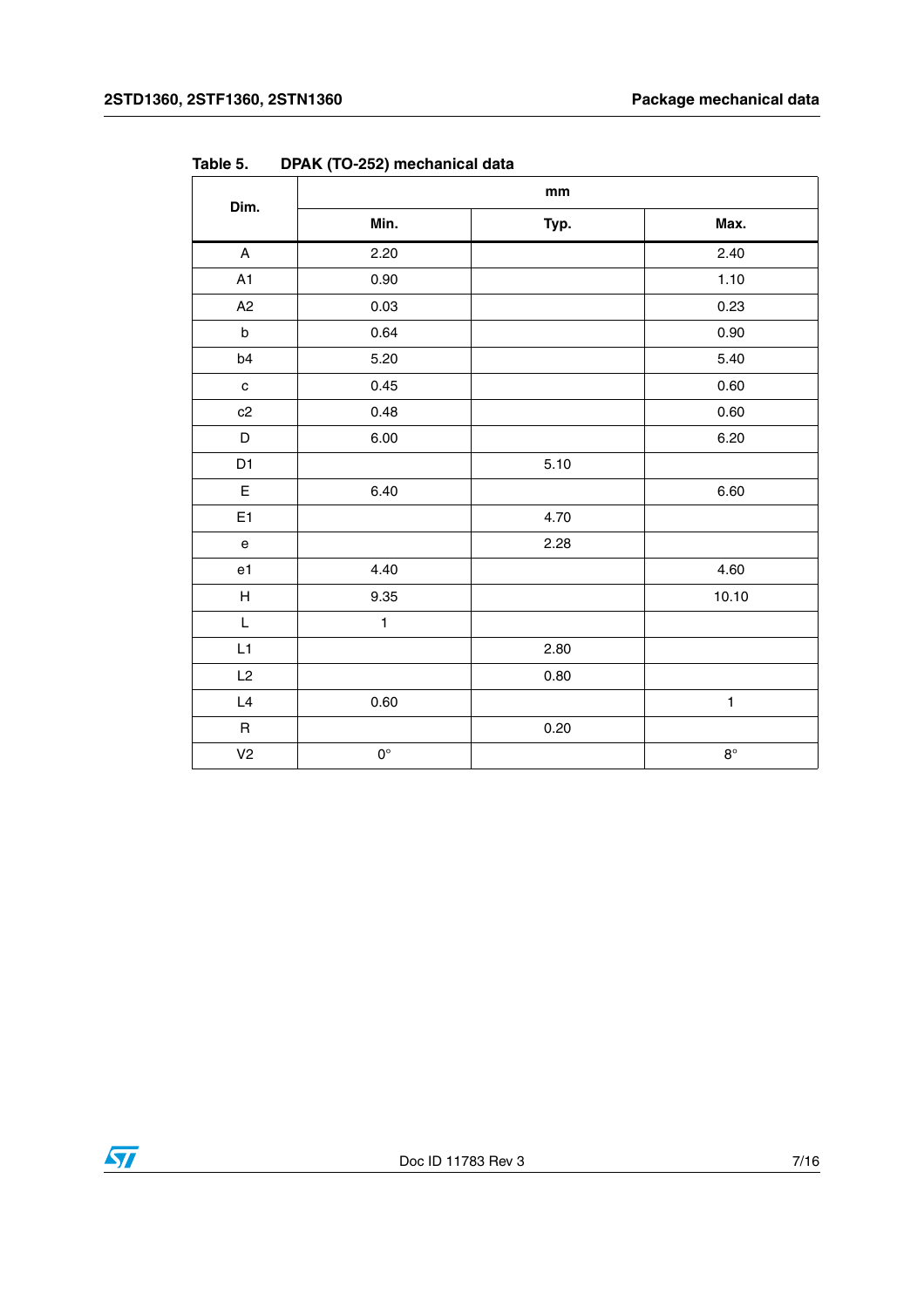Table 5. DPAK (TO-252) mechanical data

| Dim. | mm | | |
|---|---|---|---|
| | Min. | Typ. | Max. |
| A | 2.20 | | 2.40 |
| A1 | 0.90 | | 1.10 |
| A2 | 0.03 | | 0.23 |
| b | 0.64 | | 0.90 |
| b4 | 5.20 | | 5.40 |
| c | 0.45 | | 0.60 |
| c2 | 0.48 | | 0.60 |
| D | 6.00 | | 6.20 |
| D1 | | 5.10 | |
| E | 6.40 | | 6.60 |
| E1 | | 4.70 | |
| e | | 2.28 | |
| e1 | 4.40 | | 4.60 |
| H | 9.35 | | 10.10 |
| L | 1 | | |
| L1 | | 2.80 | |
| L2 | | 0.80 | |
| L4 | 0.60 | | 1 |
| R | | 0.20 | |
| V2 | 0° | | 8° |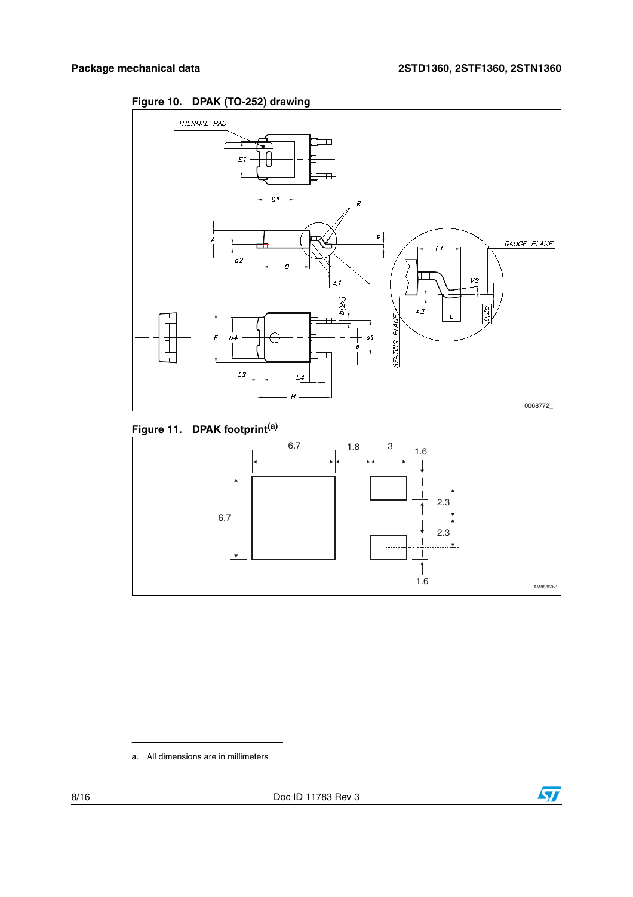Figure 10. DPAK (TO-252) drawing

Figure 11. DPAK footprint[(a)]

a. All dimensions are in millimeters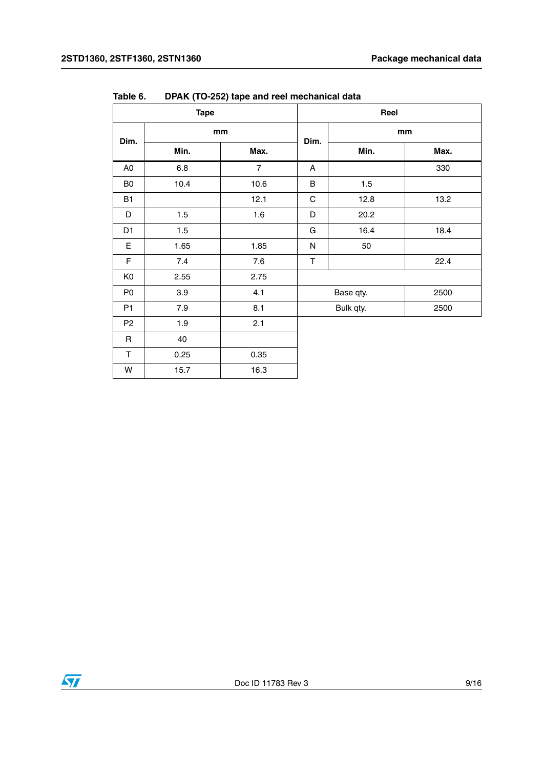Table 6. DPAK (TO-252) tape and reel mechanical data

| Tape | | | Reel | | |
|---|---|---|---|---|---|
| Dim. | mm | | Dim. | mm | |
| | Min. | Max. | | Min. | Max. |
| A0 | 6.8 | 7 | A | | 330 |
| B0 | 10.4 | 10.6 | B | 1.5 | |
| B1 | | 12.1 | C | 12.8 | 13.2 |
| D | 1.5 | 1.6 | D | 20.2 | |
| D1 | 1.5 | | G | 16.4 | 18.4 |
| E | 1.65 | 1.85 | N | 50 | |
| F | 7.4 | 7.6 | T | | 22.4 |
| K0 | 2.55 | 2.75 | | | |
| P0 | 3.9 | 4.1 | Base qty. | | 2500 |
| P1 | 7.9 | 8.1 | Bulk qty. | | 2500 |
| P2 | 1.9 | 2.1 | | | |
| R | 40 | | | | |
| T | 0.25 | 0.35 | | | |
| W | 15.7 | 16.3 | | | |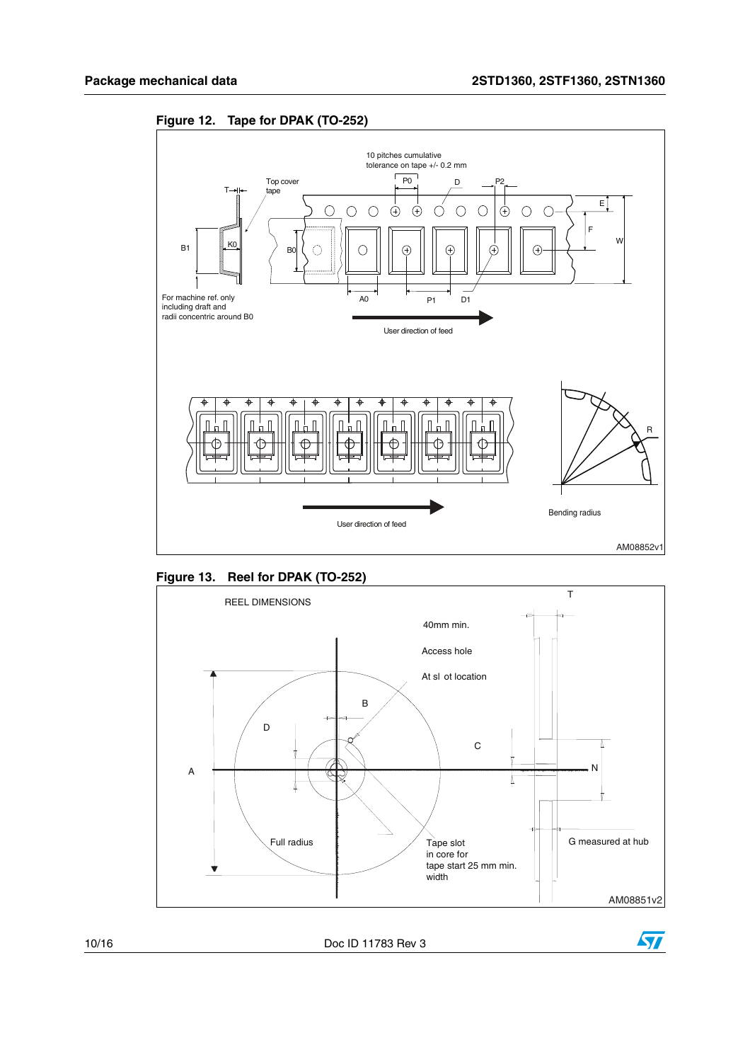**Figure 12. Tape for DPAK (TO-252)**

10 pitches cumulative tolerance on tape +/- 0.2 mm

Top cover tape

For machine ref. only including draft and radii concentric around B0

User direction of feed

Bending radius

AM08852v1

**Figure 13. Reel for DPAK (TO-252)**

REEL DIMENSIONS

40mm min.

Access hole

At sl ot location

Full radius

Tape slot in core for tape start 25 mm min. width

G measured at hub

AM08851v2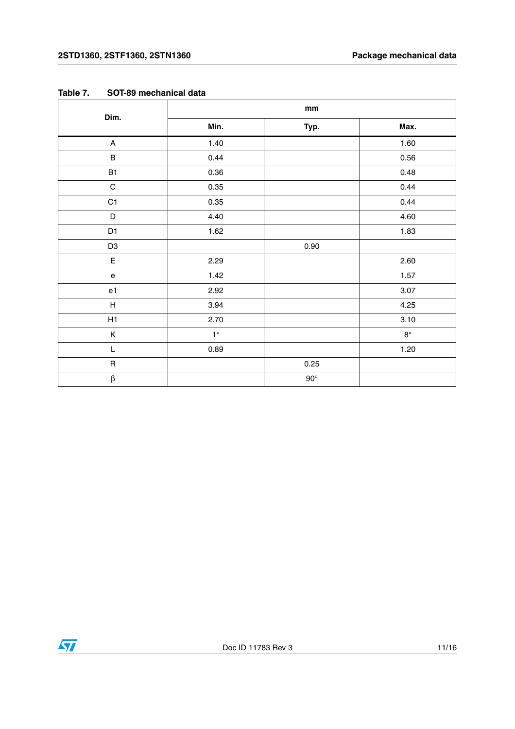Table 7. SOT-89 mechanical data

| Dim. | mm | | |
|---|---|---|---|
| | Min. | Typ. | Max. |
| A | 1.40 | | 1.60 |
| B | 0.44 | | 0.56 |
| B1 | 0.36 | | 0.48 |
| C | 0.35 | | 0.44 |
| C1 | 0.35 | | 0.44 |
| D | 4.40 | | 4.60 |
| D1 | 1.62 | | 1.83 |
| D3 | | 0.90 | |
| E | 2.29 | | 2.60 |
| e | 1.42 | | 1.57 |
| e1 | 2.92 | | 3.07 |
| H | 3.94 | | 4.25 |
| H1 | 2.70 | | 3.10 |
| K | 1° | | 8° |
| L | 0.89 | | 1.20 |
| R | | 0.25 | |
| β | | 90° | |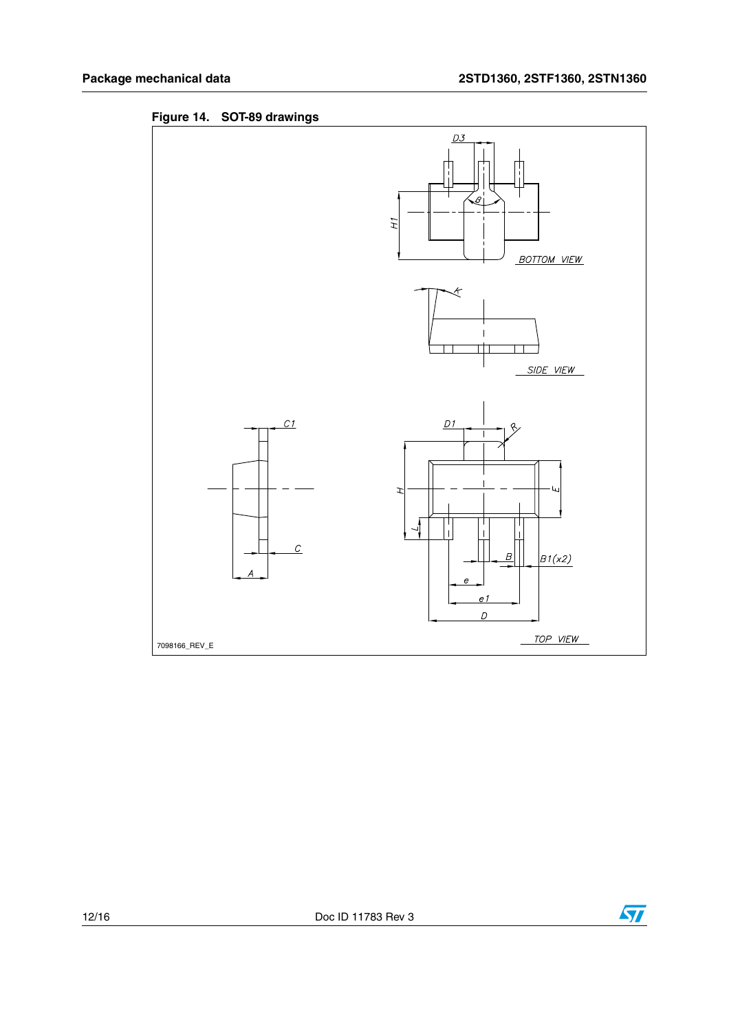**Figure 14. SOT-89 drawings**

D3

H1

BOTTOM VIEW

K

SIDE VIEW

C1

D1

R

H

E

L

C

B

B1(x2)

A

e

e1

D

TOP VIEW

7098166_REV_E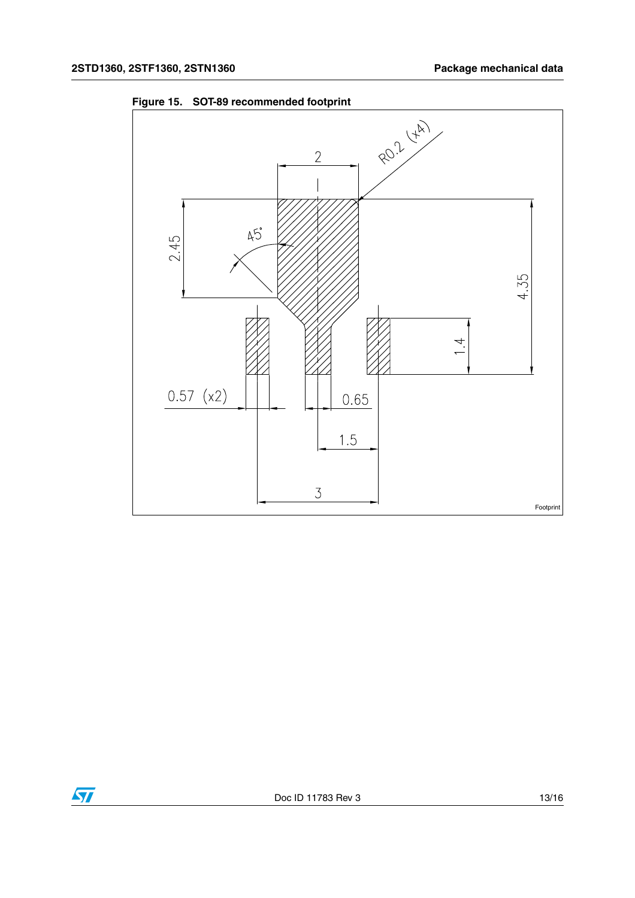**Figure 15. SOT-89 recommended footprint**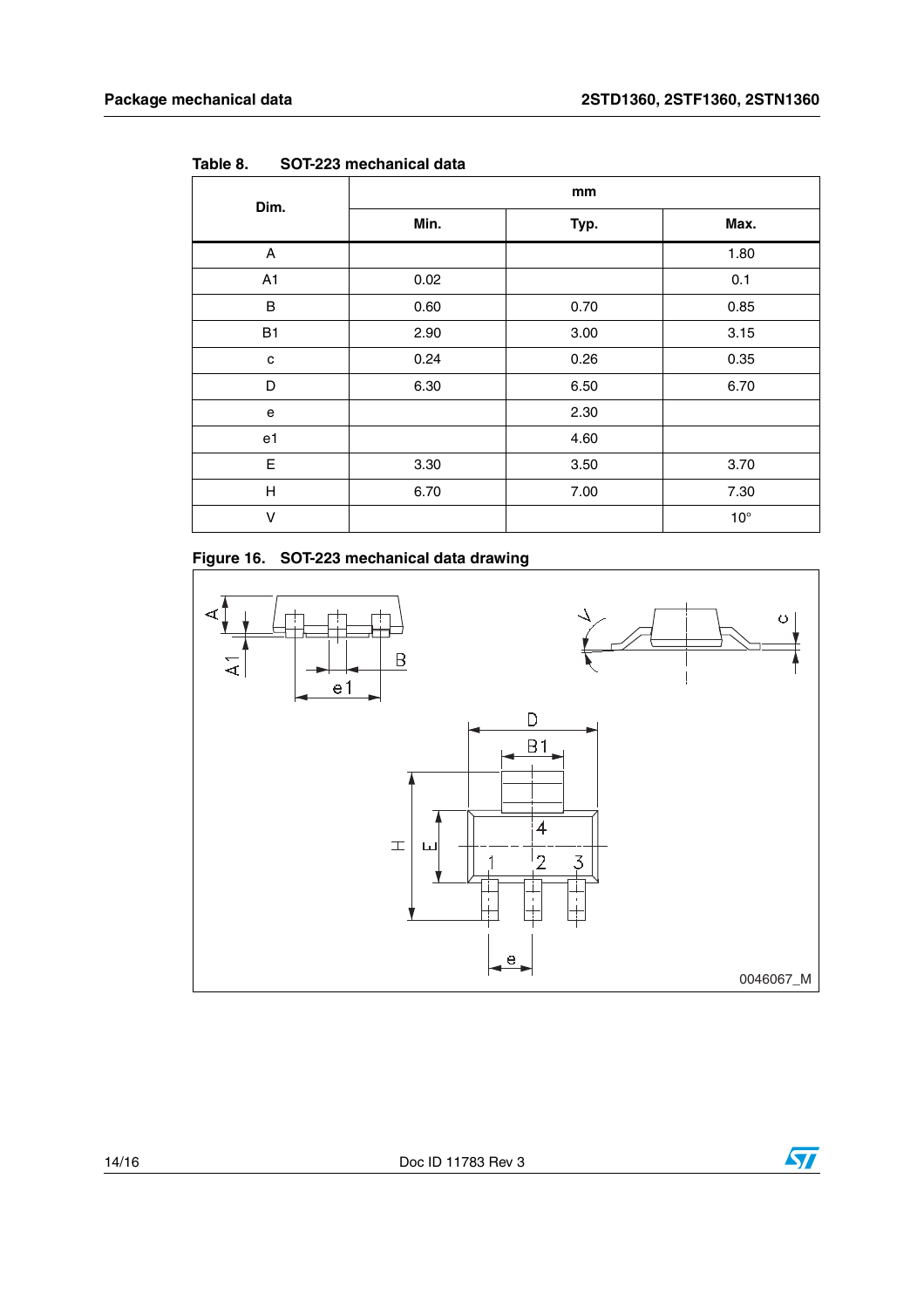Table 8. SOT-223 mechanical data

| Dim. | mm | | |
|---|---|---|---|
| | Min. | Typ. | Max. |
| A | | | 1.80 |
| A1 | 0.02 | | 0.1 |
| B | 0.60 | 0.70 | 0.85 |
| B1 | 2.90 | 3.00 | 3.15 |
| c | 0.24 | 0.26 | 0.35 |
| D | 6.30 | 6.50 | 6.70 |
| e | | 2.30 | |
| e1 | | 4.60 | |
| E | 3.30 | 3.50 | 3.70 |
| H | 6.70 | 7.00 | 7.30 |
| V | | | 10° |

Figure 16. SOT-223 mechanical data drawing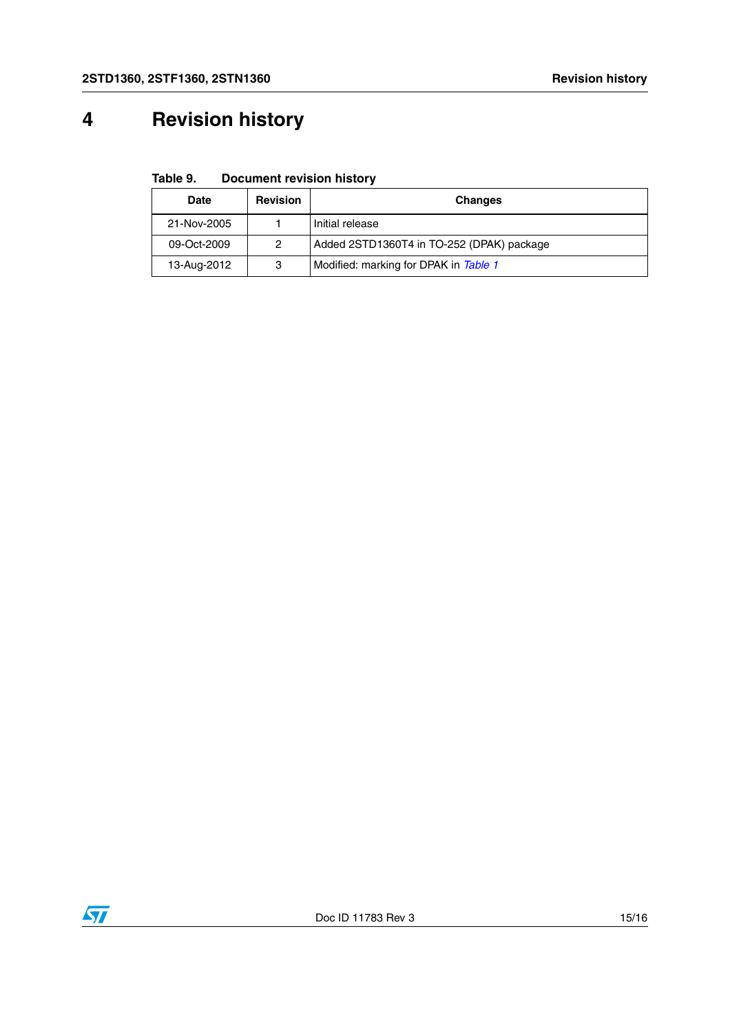# 4 Revision history

**Table 9. Document revision history**

| Date | Revision | Changes |
|---|---|---|
| 21-Nov-2005 | 1 | Initial release |
| 09-Oct-2009 | 2 | Added 2STD1360T4 in TO-252 (DPAK) package |
| 13-Aug-2012 | 3 | Modified: marking for DPAK in *Table 1* |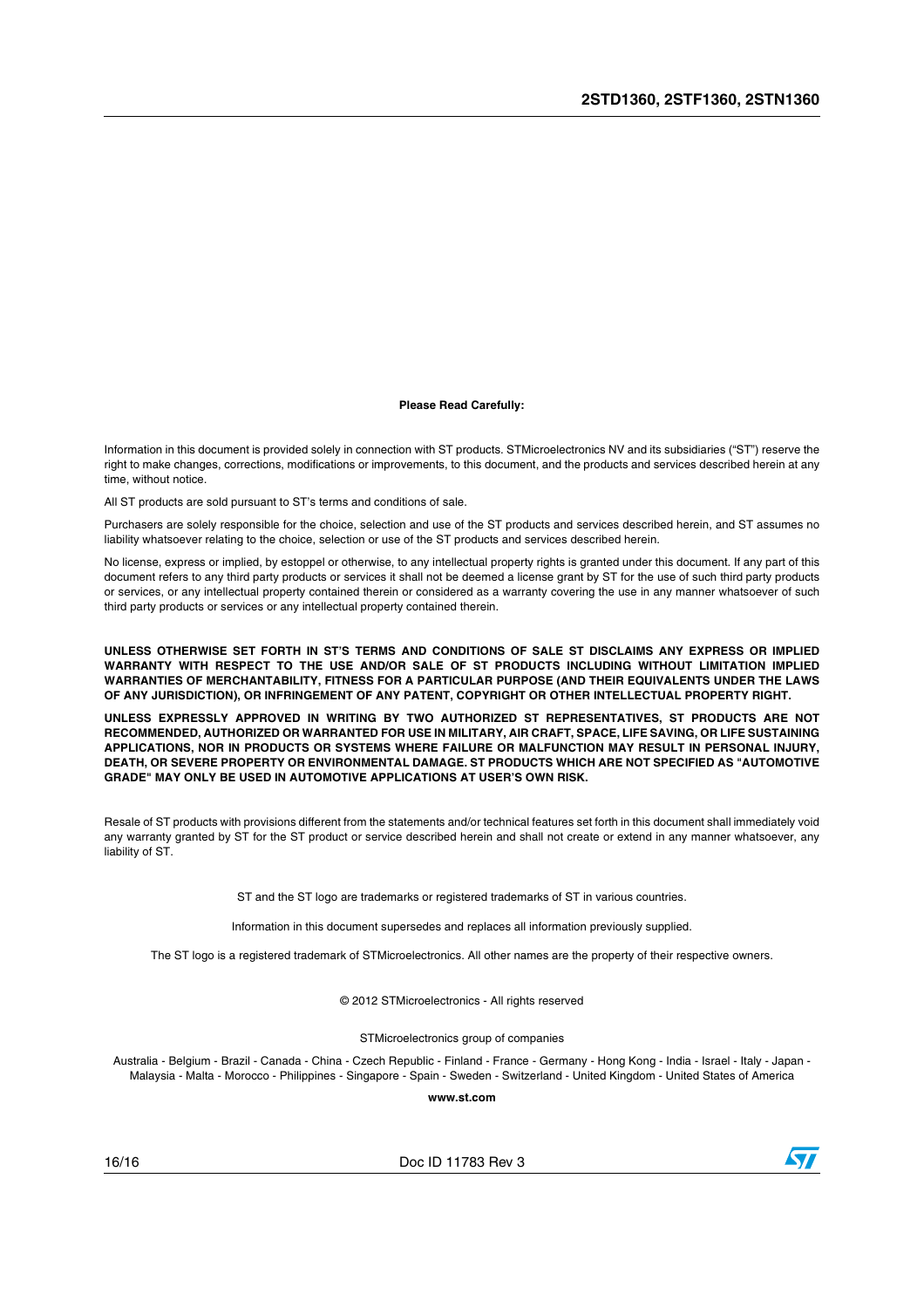**Please Read Carefully:**

Information in this document is provided solely in connection with ST products. STMicroelectronics NV and its subsidiaries ("ST") reserve the right to make changes, corrections, modifications or improvements, to this document, and the products and services described herein at any time, without notice.

All ST products are sold pursuant to ST's terms and conditions of sale.

Purchasers are solely responsible for the choice, selection and use of the ST products and services described herein, and ST assumes no liability whatsoever relating to the choice, selection or use of the ST products and services described herein.

No license, express or implied, by estoppel or otherwise, to any intellectual property rights is granted under this document. If any part of this document refers to any third party products or services it shall not be deemed a license grant by ST for the use of such third party products or services, or any intellectual property contained therein or considered as a warranty covering the use in any manner whatsoever of such third party products or services or any intellectual property contained therein.

**UNLESS OTHERWISE SET FORTH IN ST'S TERMS AND CONDITIONS OF SALE ST DISCLAIMS ANY EXPRESS OR IMPLIED WARRANTY WITH RESPECT TO THE USE AND/OR SALE OF ST PRODUCTS INCLUDING WITHOUT LIMITATION IMPLIED WARRANTIES OF MERCHANTABILITY, FITNESS FOR A PARTICULAR PURPOSE (AND THEIR EQUIVALENTS UNDER THE LAWS OF ANY JURISDICTION), OR INFRINGEMENT OF ANY PATENT, COPYRIGHT OR OTHER INTELLECTUAL PROPERTY RIGHT.**

**UNLESS EXPRESSLY APPROVED IN WRITING BY TWO AUTHORIZED ST REPRESENTATIVES, ST PRODUCTS ARE NOT RECOMMENDED, AUTHORIZED OR WARRANTED FOR USE IN MILITARY, AIR CRAFT, SPACE, LIFE SAVING, OR LIFE SUSTAINING APPLICATIONS, NOR IN PRODUCTS OR SYSTEMS WHERE FAILURE OR MALFUNCTION MAY RESULT IN PERSONAL INJURY, DEATH, OR SEVERE PROPERTY OR ENVIRONMENTAL DAMAGE. ST PRODUCTS WHICH ARE NOT SPECIFIED AS "AUTOMOTIVE GRADE" MAY ONLY BE USED IN AUTOMOTIVE APPLICATIONS AT USER'S OWN RISK.**

Resale of ST products with provisions different from the statements and/or technical features set forth in this document shall immediately void any warranty granted by ST for the ST product or service described herein and shall not create or extend in any manner whatsoever, any liability of ST.

ST and the ST logo are trademarks or registered trademarks of ST in various countries.

Information in this document supersedes and replaces all information previously supplied.

The ST logo is a registered trademark of STMicroelectronics. All other names are the property of their respective owners.

© 2012 STMicroelectronics - All rights reserved

STMicroelectronics group of companies

Australia - Belgium - Brazil - Canada - China - Czech Republic - Finland - France - Germany - Hong Kong - India - Israel - Italy - Japan - Malaysia - Malta - Morocco - Philippines - Singapore - Spain - Sweden - Switzerland - United Kingdom - United States of America

**www.st.com**